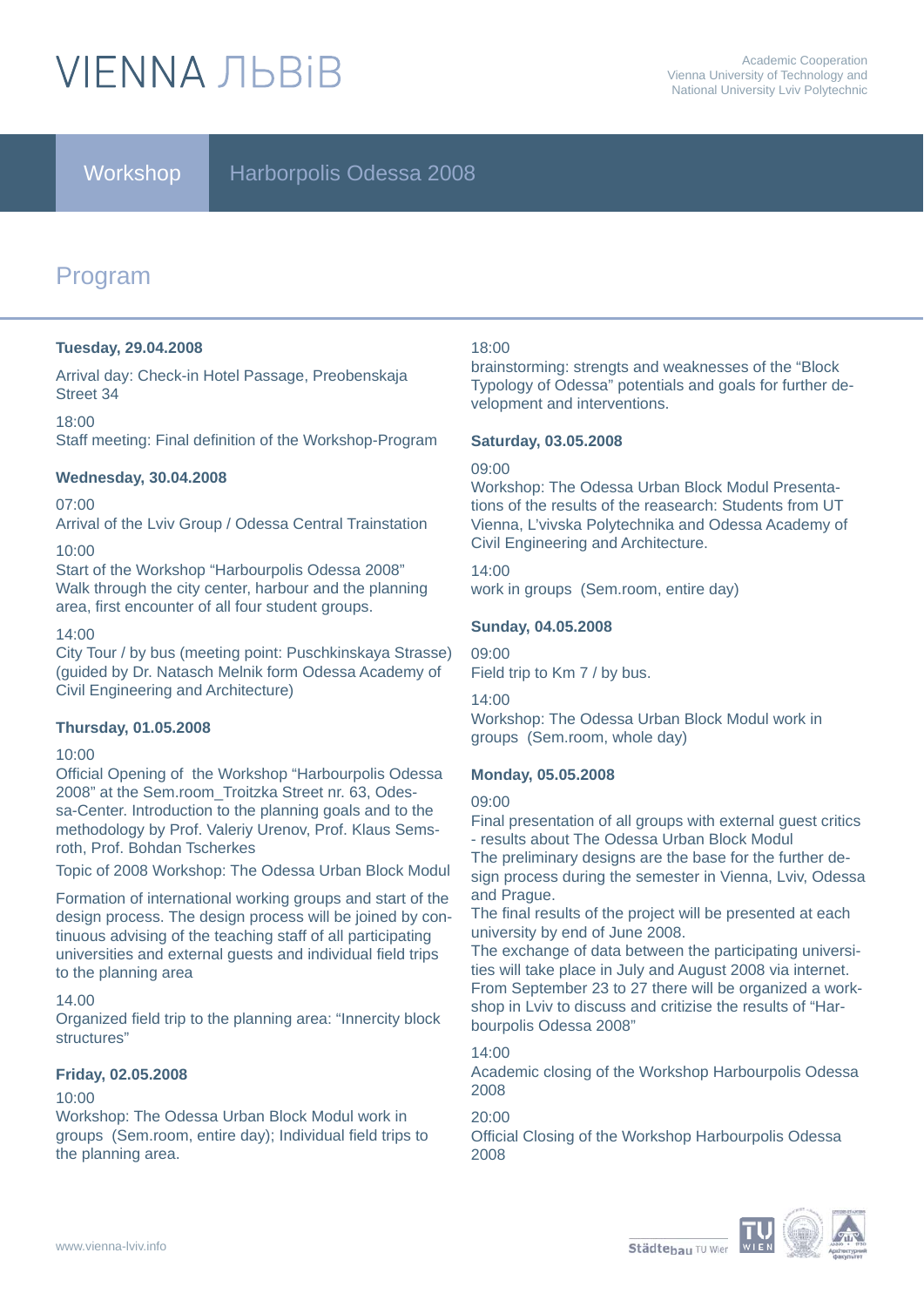# VIENNA ЛЬВіВ

Academic Cooperation
Vienna University of Technology and
National University Lviv Polytechnic

**Workshop** Harborpolis Odessa 2008

## Program

**Tuesday, 29.04.2008**

Arrival day: Check-in Hotel Passage, Preobenskaja Street 34

18:00
Staff meeting: Final definition of the Workshop-Program

**Wednesday, 30.04.2008**

07:00
Arrival of the Lviv Group / Odessa Central Trainstation

10:00
Start of the Workshop "Harbourpolis Odessa 2008"
Walk through the city center, harbour and the planning area, first encounter of all four student groups.

14:00
City Tour / by bus (meeting point: Puschkinskaya Strasse)
(guided by Dr. Natasch Melnik form Odessa Academy of Civil Engineering and Architecture)

**Thursday, 01.05.2008**

10:00
Official Opening of the Workshop "Harbourpolis Odessa 2008" at the Sem.room_Troitzka Street nr. 63, Odessa-Center. Introduction to the planning goals and to the methodology by Prof. Valeriy Urenov, Prof. Klaus Semsroth, Prof. Bohdan Tscherkes

Topic of 2008 Workshop: The Odessa Urban Block Modul

Formation of international working groups and start of the design process. The design process will be joined by continuous advising of the teaching staff of all participating universities and external guests and individual field trips to the planning area

14.00
Organized field trip to the planning area: "Innercity block structures"

**Friday, 02.05.2008**

10:00
Workshop: The Odessa Urban Block Modul work in groups (Sem.room, entire day); Individual field trips to the planning area.

18:00
brainstorming: strengts and weaknesses of the "Block Typology of Odessa" potentials and goals for further development and interventions.

**Saturday, 03.05.2008**

09:00
Workshop: The Odessa Urban Block Modul Presentations of the results of the reasearch: Students from UT Vienna, L'vivska Polytechnika and Odessa Academy of Civil Engineering and Architecture.

14:00
work in groups (Sem.room, entire day)

**Sunday, 04.05.2008**

09:00
Field trip to Km 7 / by bus.

14:00
Workshop: The Odessa Urban Block Modul work in groups (Sem.room, whole day)

**Monday, 05.05.2008**

09:00
Final presentation of all groups with external guest critics - results about The Odessa Urban Block Modul
The preliminary designs are the base for the further design process during the semester in Vienna, Lviv, Odessa and Prague.
The final results of the project will be presented at each university by end of June 2008.
The exchange of data between the participating universities will take place in July and August 2008 via internet.
From September 23 to 27 there will be organized a workshop in Lviv to discuss and critizise the results of "Harbourpolis Odessa 2008"

14:00
Academic closing of the Workshop Harbourpolis Odessa 2008

20:00
Official Closing of the Workshop Harbourpolis Odessa 2008

www.vienna-lviv.info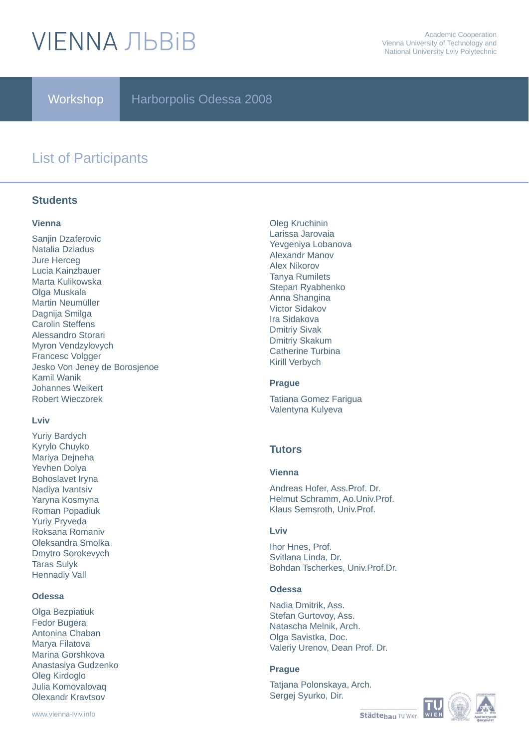# VIENNA ЛЬВіВ

Academic Cooperation
Vienna University of Technology and
National University Lviv Polytechnic

Workshop | Harborpolis Odessa 2008

## List of Participants

### Students

#### Vienna

Sanjin Dzaferovic
Natalia Dziadus
Jure Herceg
Lucia Kainzbauer
Marta Kulikowska
Olga Muskala
Martin Neumüller
Dagnija Smilga
Carolin Steffens
Alessandro Storari
Myron Vendzylovych
Francesc Volgger
Jesko Von Jeney de Borosjenoe
Kamil Wanik
Johannes Weikert
Robert Wieczorek

#### Lviv

Yuriy Bardych
Kyrylo Chuyko
Mariya Dejneha
Yevhen Dolya
Bohoslavet Iryna
Nadiya Ivantsiv
Yaryna Kosmyna
Roman Popadiuk
Yuriy Pryveda
Roksana Romaniv
Oleksandra Smolka
Dmytro Sorokevych
Taras Sulyk
Hennadiy Vall

#### Odessa

Olga Bezpiatiuk
Fedor Bugera
Antonina Chaban
Marya Filatova
Marina Gorshkova
Anastasiya Gudzenko
Oleg Kirdoglo
Julia Komovalovaq
Olexandr Kravtsov
Oleg Kruchinin
Larissa Jarovaia
Yevgeniya Lobanova
Alexandr Manov
Alex Nikorov
Tanya Rumilets
Stepan Ryabhenko
Anna Shangina
Victor Sidakov
Ira Sidakova
Dmitriy Sivak
Dmitriy Skakum
Catherine Turbina
Kirill Verbych

#### Prague

Tatiana Gomez Farigua
Valentyna Kulyeva

### Tutors

#### Vienna

Andreas Hofer, Ass.Prof. Dr.
Helmut Schramm, Ao.Univ.Prof.
Klaus Semsroth, Univ.Prof.

#### Lviv

Ihor Hnes, Prof.
Svitlana Linda, Dr.
Bohdan Tscherkes, Univ.Prof.Dr.

#### Odessa

Nadia Dmitrik, Ass.
Stefan Gurtovoy, Ass.
Natascha Melnik, Arch.
Olga Savistka, Doc.
Valeriy Urenov, Dean Prof. Dr.

#### Prague

Tatjana Polonskaya, Arch.
Sergej Syurko, Dir.

www.vienna-lviv.info

Städtebau TU Wien